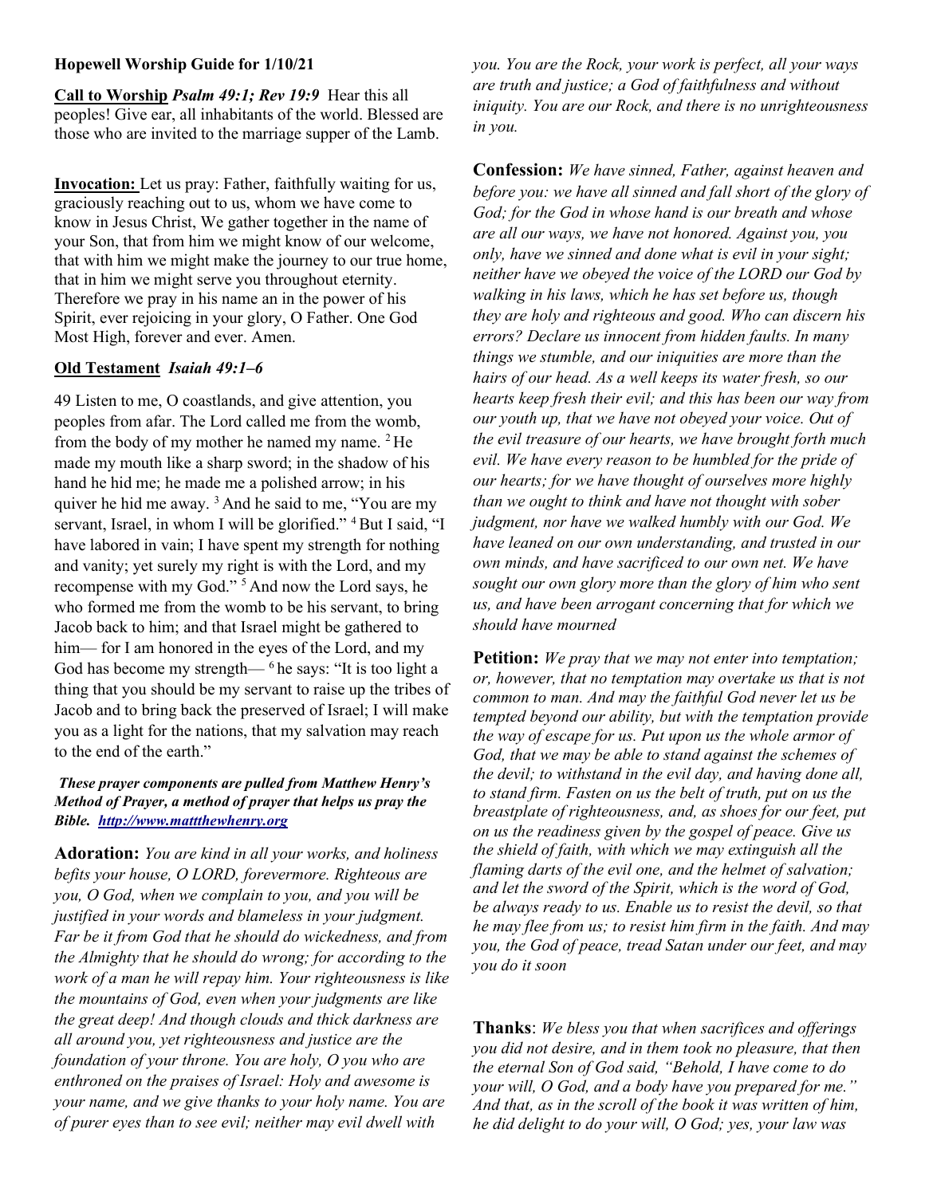**Hopewell Worship Guide for 1/10/21**

**Call to Worship** ***Psalm 49:1; Rev 19:9*** Hear this all peoples! Give ear, all inhabitants of the world. Blessed are those who are invited to the marriage supper of the Lamb.

**Invocation:** Let us pray: Father, faithfully waiting for us, graciously reaching out to us, whom we have come to know in Jesus Christ, We gather together in the name of your Son, that from him we might know of our welcome, that with him we might make the journey to our true home, that in him we might serve you throughout eternity. Therefore we pray in his name an in the power of his Spirit, ever rejoicing in your glory, O Father. One God Most High, forever and ever. Amen.

**Old Testament** ***Isaiah 49:1–6***

49 Listen to me, O coastlands, and give attention, you peoples from afar. The Lord called me from the womb, from the body of my mother he named my name. 2 He made my mouth like a sharp sword; in the shadow of his hand he hid me; he made me a polished arrow; in his quiver he hid me away. 3 And he said to me, "You are my servant, Israel, in whom I will be glorified." 4 But I said, "I have labored in vain; I have spent my strength for nothing and vanity; yet surely my right is with the Lord, and my recompense with my God." 5 And now the Lord says, he who formed me from the womb to be his servant, to bring Jacob back to him; and that Israel might be gathered to him— for I am honored in the eyes of the Lord, and my God has become my strength— 6 he says: "It is too light a thing that you should be my servant to raise up the tribes of Jacob and to bring back the preserved of Israel; I will make you as a light for the nations, that my salvation may reach to the end of the earth."

***These prayer components are pulled from Matthew Henry's Method of Prayer, a method of prayer that helps us pray the Bible. http://www.mattthewhenry.org***

**Adoration:** *You are kind in all your works, and holiness befits your house, O LORD, forevermore. Righteous are you, O God, when we complain to you, and you will be justified in your words and blameless in your judgment. Far be it from God that he should do wickedness, and from the Almighty that he should do wrong; for according to the work of a man he will repay him. Your righteousness is like the mountains of God, even when your judgments are like the great deep! And though clouds and thick darkness are all around you, yet righteousness and justice are the foundation of your throne. You are holy, O you who are enthroned on the praises of Israel: Holy and awesome is your name, and we give thanks to your holy name. You are of purer eyes than to see evil; neither may evil dwell with you. You are the Rock, your work is perfect, all your ways are truth and justice; a God of faithfulness and without iniquity. You are our Rock, and there is no unrighteousness in you.*

**Confession:** *We have sinned, Father, against heaven and before you: we have all sinned and fall short of the glory of God; for the God in whose hand is our breath and whose are all our ways, we have not honored. Against you, you only, have we sinned and done what is evil in your sight; neither have we obeyed the voice of the LORD our God by walking in his laws, which he has set before us, though they are holy and righteous and good. Who can discern his errors? Declare us innocent from hidden faults. In many things we stumble, and our iniquities are more than the hairs of our head. As a well keeps its water fresh, so our hearts keep fresh their evil; and this has been our way from our youth up, that we have not obeyed your voice. Out of the evil treasure of our hearts, we have brought forth much evil. We have every reason to be humbled for the pride of our hearts; for we have thought of ourselves more highly than we ought to think and have not thought with sober judgment, nor have we walked humbly with our God. We have leaned on our own understanding, and trusted in our own minds, and have sacrificed to our own net. We have sought our own glory more than the glory of him who sent us, and have been arrogant concerning that for which we should have mourned*

**Petition:** *We pray that we may not enter into temptation; or, however, that no temptation may overtake us that is not common to man. And may the faithful God never let us be tempted beyond our ability, but with the temptation provide the way of escape for us. Put upon us the whole armor of God, that we may be able to stand against the schemes of the devil; to withstand in the evil day, and having done all, to stand firm. Fasten on us the belt of truth, put on us the breastplate of righteousness, and, as shoes for our feet, put on us the readiness given by the gospel of peace. Give us the shield of faith, with which we may extinguish all the flaming darts of the evil one, and the helmet of salvation; and let the sword of the Spirit, which is the word of God, be always ready to us. Enable us to resist the devil, so that he may flee from us; to resist him firm in the faith. And may you, the God of peace, tread Satan under our feet, and may you do it soon*

**Thanks**: *We bless you that when sacrifices and offerings you did not desire, and in them took no pleasure, that then the eternal Son of God said, "Behold, I have come to do your will, O God, and a body have you prepared for me." And that, as in the scroll of the book it was written of him, he did delight to do your will, O God; yes, your law was*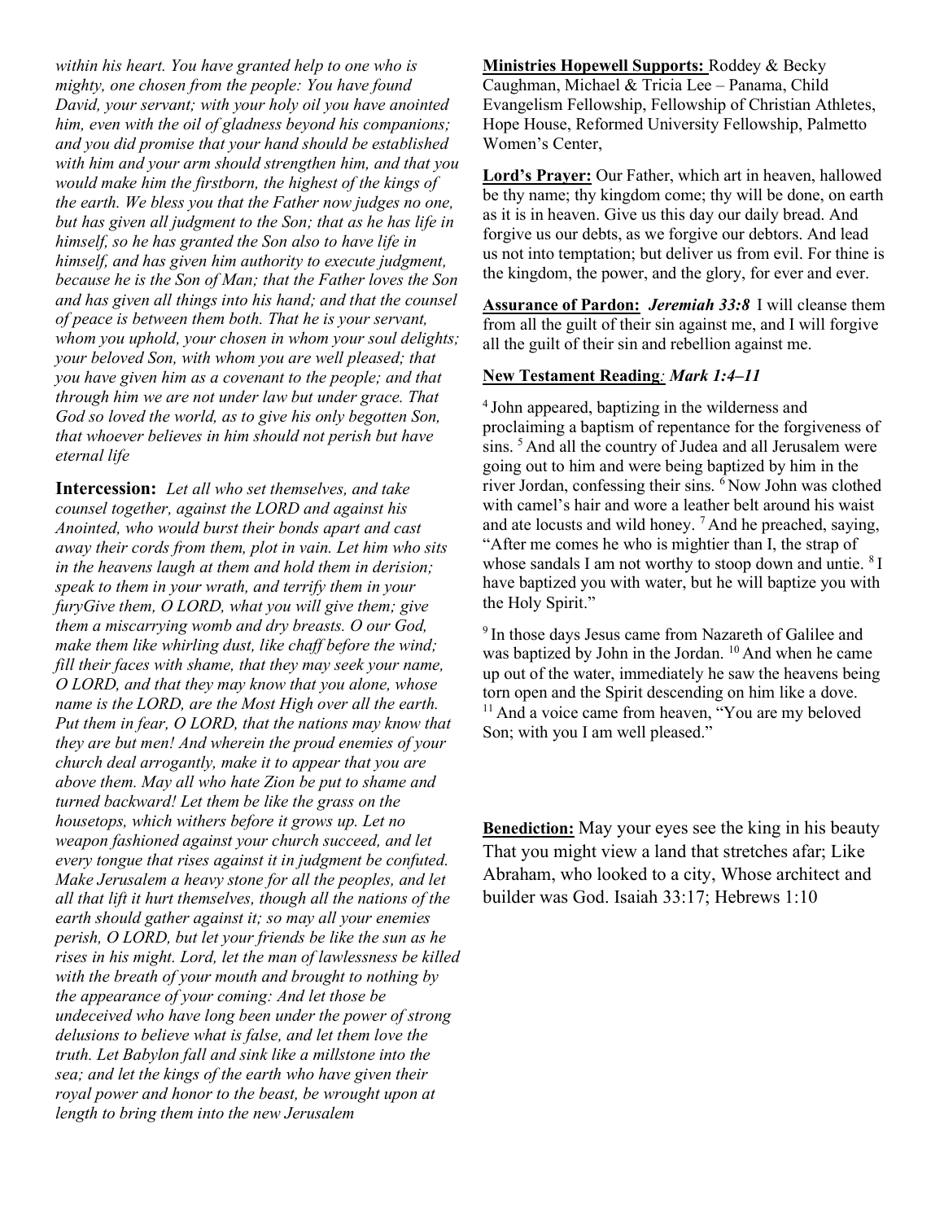*within his heart. You have granted help to one who is mighty, one chosen from the people: You have found David, your servant; with your holy oil you have anointed him, even with the oil of gladness beyond his companions; and you did promise that your hand should be established with him and your arm should strengthen him, and that you would make him the firstborn, the highest of the kings of the earth. We bless you that the Father now judges no one, but has given all judgment to the Son; that as he has life in himself, so he has granted the Son also to have life in himself, and has given him authority to execute judgment, because he is the Son of Man; that the Father loves the Son and has given all things into his hand; and that the counsel of peace is between them both. That he is your servant, whom you uphold, your chosen in whom your soul delights; your beloved Son, with whom you are well pleased; that you have given him as a covenant to the people; and that through him we are not under law but under grace. That God so loved the world, as to give his only begotten Son, that whoever believes in him should not perish but have eternal life*

**Intercession:** *Let all who set themselves, and take counsel together, against the LORD and against his Anointed, who would burst their bonds apart and cast away their cords from them, plot in vain. Let him who sits in the heavens laugh at them and hold them in derision; speak to them in your wrath, and terrify them in your furyGive them, O LORD, what you will give them; give them a miscarrying womb and dry breasts. O our God, make them like whirling dust, like chaff before the wind; fill their faces with shame, that they may seek your name, O LORD, and that they may know that you alone, whose name is the LORD, are the Most High over all the earth. Put them in fear, O LORD, that the nations may know that they are but men! And wherein the proud enemies of your church deal arrogantly, make it to appear that you are above them. May all who hate Zion be put to shame and turned backward! Let them be like the grass on the housetops, which withers before it grows up. Let no weapon fashioned against your church succeed, and let every tongue that rises against it in judgment be confuted. Make Jerusalem a heavy stone for all the peoples, and let all that lift it hurt themselves, though all the nations of the earth should gather against it; so may all your enemies perish, O LORD, but let your friends be like the sun as he rises in his might. Lord, let the man of lawlessness be killed with the breath of your mouth and brought to nothing by the appearance of your coming: And let those be undeceived who have long been under the power of strong delusions to believe what is false, and let them love the truth. Let Babylon fall and sink like a millstone into the sea; and let the kings of the earth who have given their royal power and honor to the beast, be wrought upon at length to bring them into the new Jerusalem*

**Ministries Hopewell Supports:** Roddey & Becky Caughman, Michael & Tricia Lee – Panama, Child Evangelism Fellowship, Fellowship of Christian Athletes, Hope House, Reformed University Fellowship, Palmetto Women's Center,

**Lord's Prayer:** Our Father, which art in heaven, hallowed be thy name; thy kingdom come; thy will be done, on earth as it is in heaven. Give us this day our daily bread. And forgive us our debts, as we forgive our debtors. And lead us not into temptation; but deliver us from evil. For thine is the kingdom, the power, and the glory, for ever and ever.

**Assurance of Pardon:** ***Jeremiah 33:8*** I will cleanse them from all the guilt of their sin against me, and I will forgive all the guilt of their sin and rebellion against me.

**New Testament Reading***: Mark 1:4–11*

[4] John appeared, baptizing in the wilderness and proclaiming a baptism of repentance for the forgiveness of sins. [5] And all the country of Judea and all Jerusalem were going out to him and were being baptized by him in the river Jordan, confessing their sins. [6] Now John was clothed with camel's hair and wore a leather belt around his waist and ate locusts and wild honey. [7] And he preached, saying, "After me comes he who is mightier than I, the strap of whose sandals I am not worthy to stoop down and untie. [8] I have baptized you with water, but he will baptize you with the Holy Spirit."

[9] In those days Jesus came from Nazareth of Galilee and was baptized by John in the Jordan. [10] And when he came up out of the water, immediately he saw the heavens being torn open and the Spirit descending on him like a dove. [11] And a voice came from heaven, "You are my beloved Son; with you I am well pleased."

**Benediction:** May your eyes see the king in his beauty That you might view a land that stretches afar; Like Abraham, who looked to a city, Whose architect and builder was God. Isaiah 33:17; Hebrews 1:10